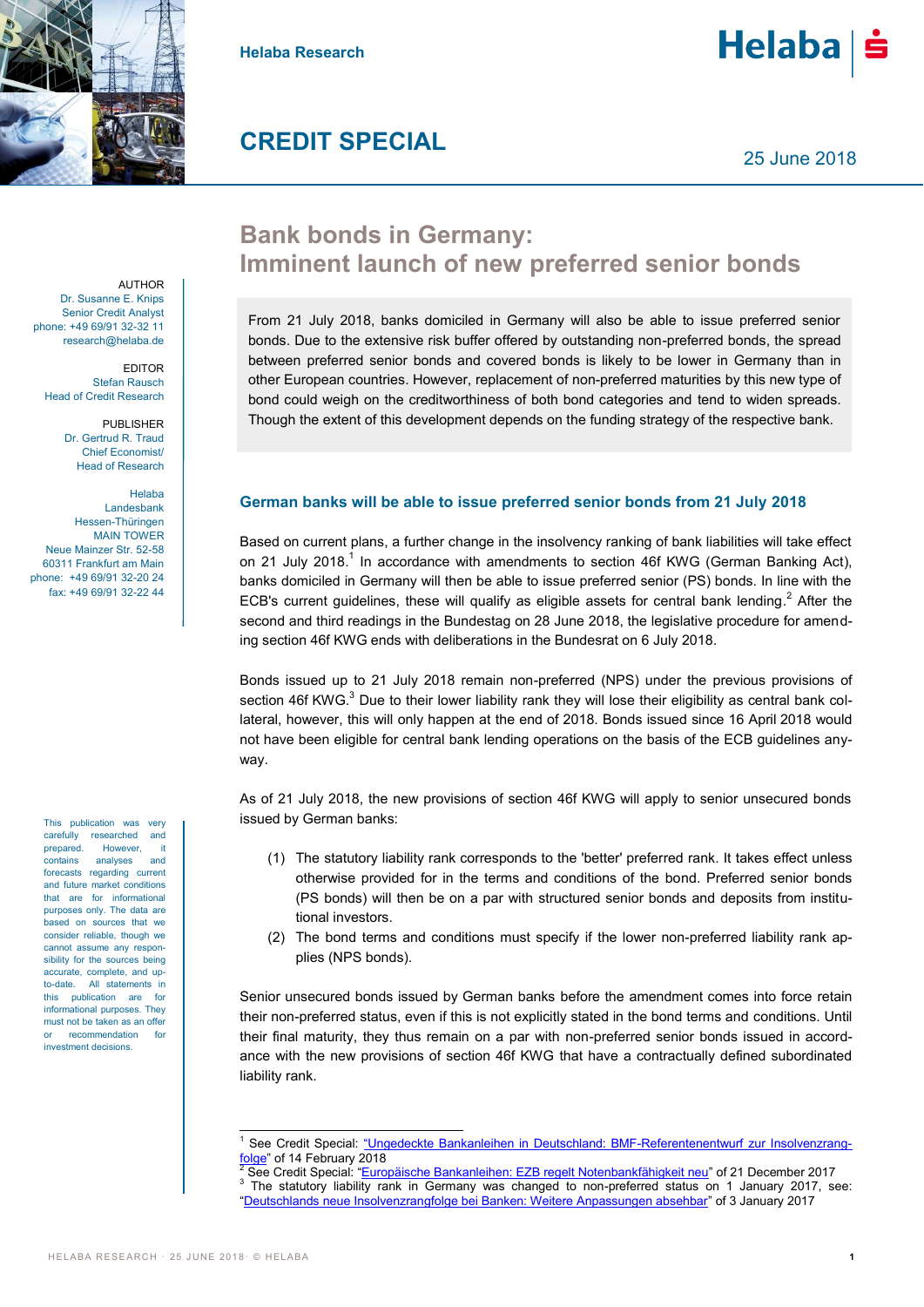Helaba Research

# CREDIT SPECIAL

25 June 2018

## Bank bonds in Germany: Imminent launch of new preferred senior bonds

AUTHOR
Dr. Susanne E. Knips
Senior Credit Analyst
phone: +49 69/91 32-32 11
research@helaba.de

EDITOR
Stefan Rausch
Head of Credit Research

PUBLISHER
Dr. Gertrud R. Traud
Chief Economist/
Head of Research

Helaba
Landesbank
Hessen-Thüringen
MAIN TOWER
Neue Mainzer Str. 52-58
60311 Frankfurt am Main
phone: +49 69/91 32-20 24
fax: +49 69/91 32-22 44

From 21 July 2018, banks domiciled in Germany will also be able to issue preferred senior bonds. Due to the extensive risk buffer offered by outstanding non-preferred bonds, the spread between preferred senior bonds and covered bonds is likely to be lower in Germany than in other European countries. However, replacement of non-preferred maturities by this new type of bond could weigh on the creditworthiness of both bond categories and tend to widen spreads. Though the extent of this development depends on the funding strategy of the respective bank.

### German banks will be able to issue preferred senior bonds from 21 July 2018

Based on current plans, a further change in the insolvency ranking of bank liabilities will take effect on 21 July 2018.[1] In accordance with amendments to section 46f KWG (German Banking Act), banks domiciled in Germany will then be able to issue preferred senior (PS) bonds. In line with the ECB's current guidelines, these will qualify as eligible assets for central bank lending.[2] After the second and third readings in the Bundestag on 28 June 2018, the legislative procedure for amending section 46f KWG ends with deliberations in the Bundesrat on 6 July 2018.

Bonds issued up to 21 July 2018 remain non-preferred (NPS) under the previous provisions of section 46f KWG.[3] Due to their lower liability rank they will lose their eligibility as central bank collateral, however, this will only happen at the end of 2018. Bonds issued since 16 April 2018 would not have been eligible for central bank lending operations on the basis of the ECB guidelines anyway.

As of 21 July 2018, the new provisions of section 46f KWG will apply to senior unsecured bonds issued by German banks:

(1) The statutory liability rank corresponds to the 'better' preferred rank. It takes effect unless otherwise provided for in the terms and conditions of the bond. Preferred senior bonds (PS bonds) will then be on a par with structured senior bonds and deposits from institutional investors.
(2) The bond terms and conditions must specify if the lower non-preferred liability rank applies (NPS bonds).

Senior unsecured bonds issued by German banks before the amendment comes into force retain their non-preferred status, even if this is not explicitly stated in the bond terms and conditions. Until their final maturity, they thus remain on a par with non-preferred senior bonds issued in accordance with the new provisions of section 46f KWG that have a contractually defined subordinated liability rank.

This publication was very carefully researched and prepared. However, it contains analyses and forecasts regarding current and future market conditions that are for informational purposes only. The data are based on sources that we consider reliable, though we cannot assume any responsibility for the sources being accurate, complete, and up-to-date. All statements in this publication are for informational purposes. They must not be taken as an offer or recommendation for investment decisions.

---

[1] See Credit Special: "Ungedeckte Bankanleihen in Deutschland: BMF-Referentenentwurf zur Insolvenzrangfolge" of 14 February 2018
[2] See Credit Special: "Europäische Bankanleihen: EZB regelt Notenbankfähigkeit neu" of 21 December 2017
[3] The statutory liability rank in Germany was changed to non-preferred status on 1 January 2017, see: "Deutschlands neue Insolvenzrangfolge bei Banken: Weitere Anpassungen absehbar" of 3 January 2017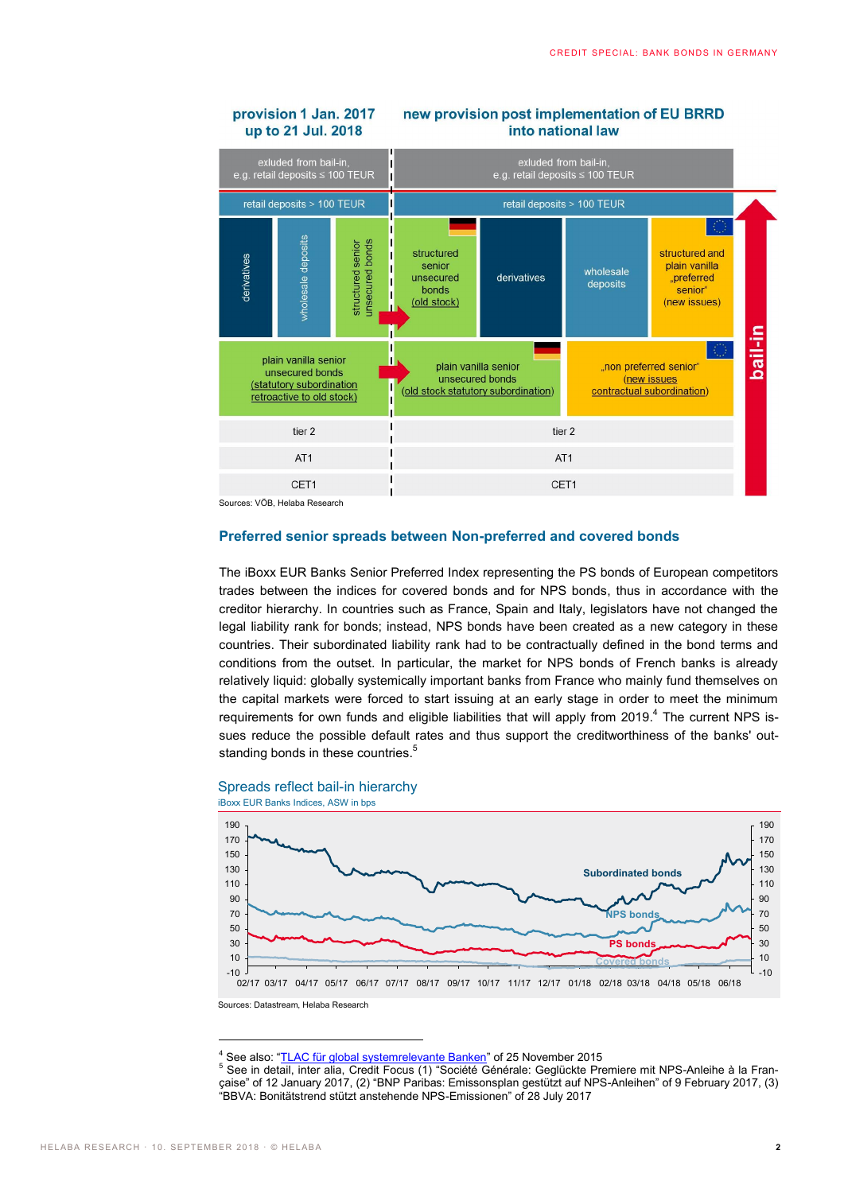**provision 1 Jan. 2017 up to 21 Jul. 2018**

**new provision post implementation of EU BRRD into national law**

| provision 1 Jan. 2017 up to 21 Jul. 2018 | | | new provision post implementation of EU BRRD into national law | | | |
|---|---|---|---|---|---|---|
| exluded from bail-in, e.g. retail deposits ≤ 100 TEUR | | | exluded from bail-in, e.g. retail deposits ≤ 100 TEUR | | | |
| retail deposits > 100 TEUR | | | retail deposits > 100 TEUR | | | |
| derivatives | wholesale deposits | structured senior unsecured bonds | structured senior unsecured bonds (old stock) | derivatives | wholesale deposits | structured and plain vanilla „preferred senior" (new issues) |
| plain vanilla senior unsecured bonds (statutory subordination retroactive to old stock) | | | plain vanilla senior unsecured bonds (old stock statutory subordination) | | „non preferred senior" (new issues contractual subordination) | |
| tier 2 | | | tier 2 | | | |
| AT1 | | | AT1 | | | |
| CET1 | | | CET1 | | | |

bail-in

Sources: VÖB, Helaba Research

## Preferred senior spreads between Non-preferred and covered bonds

The iBoxx EUR Banks Senior Preferred Index representing the PS bonds of European competitors trades between the indices for covered bonds and for NPS bonds, thus in accordance with the creditor hierarchy. In countries such as France, Spain and Italy, legislators have not changed the legal liability rank for bonds; instead, NPS bonds have been created as a new category in these countries. Their subordinated liability rank had to be contractually defined in the bond terms and conditions from the outset. In particular, the market for NPS bonds of French banks is already relatively liquid: globally systemically important banks from France who mainly fund themselves on the capital markets were forced to start issuing at an early stage in order to meet the minimum requirements for own funds and eligible liabilities that will apply from 2019.[4] The current NPS issues reduce the possible default rates and thus support the creditworthiness of the banks' outstanding bonds in these countries.[5]

### Spreads reflect bail-in hierarchy

iBoxx EUR Banks Indices, ASW in bps

Sources: Datastream, Helaba Research

---

[4] See also: "TLAC für global systemrelevante Banken" of 25 November 2015

[5] See in detail, inter alia, Credit Focus (1) "Société Générale: Geglückte Premiere mit NPS-Anleihe à la Française" of 12 January 2017, (2) "BNP Paribas: Emissionsplan gestützt auf NPS-Anleihen" of 9 February 2017, (3) "BBVA: Bonitätstrend stützt anstehende NPS-Emissionen" of 28 July 2017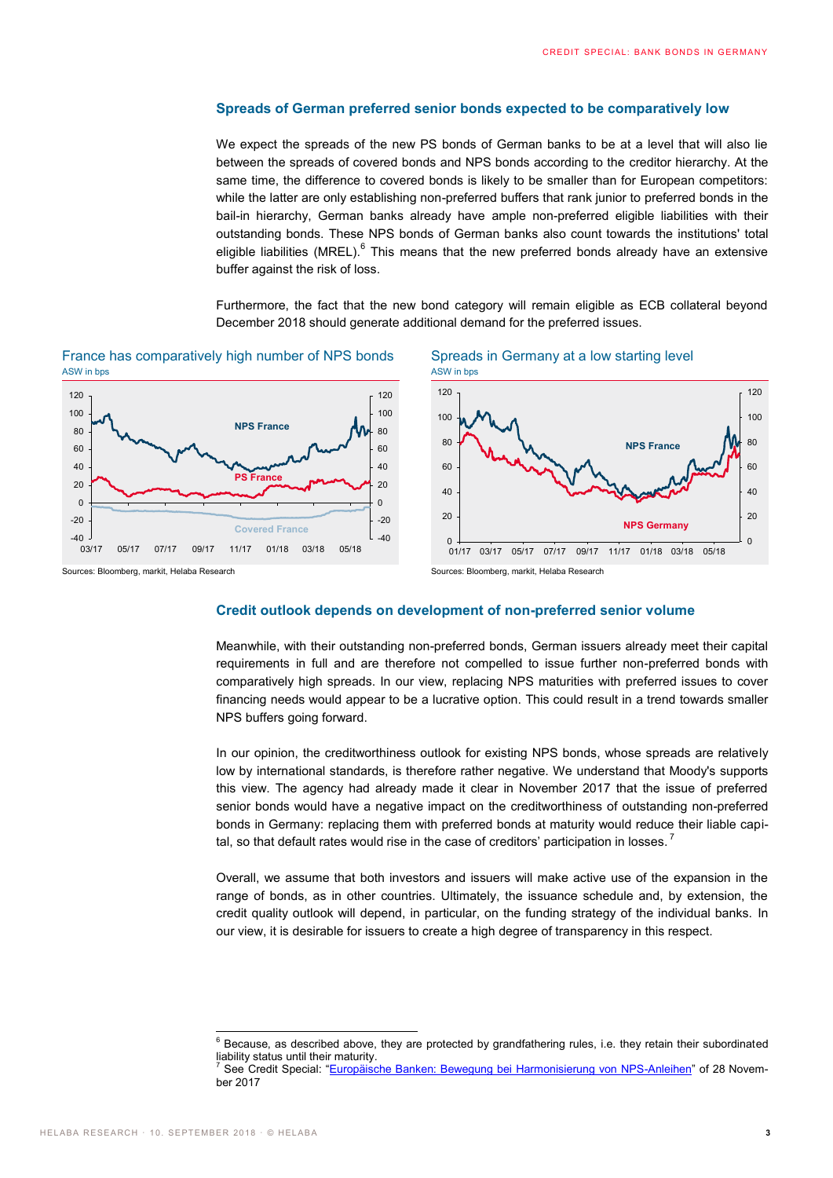## Spreads of German preferred senior bonds expected to be comparatively low

We expect the spreads of the new PS bonds of German banks to be at a level that will also lie between the spreads of covered bonds and NPS bonds according to the creditor hierarchy. At the same time, the difference to covered bonds is likely to be smaller than for European competitors: while the latter are only establishing non-preferred buffers that rank junior to preferred bonds in the bail-in hierarchy, German banks already have ample non-preferred eligible liabilities with their outstanding bonds. These NPS bonds of German banks also count towards the institutions' total eligible liabilities (MREL).[6] This means that the new preferred bonds already have an extensive buffer against the risk of loss.

Furthermore, the fact that the new bond category will remain eligible as ECB collateral beyond December 2018 should generate additional demand for the preferred issues.

France has comparatively high number of NPS bonds
ASW in bps

Sources: Bloomberg, markit, Helaba Research

Spreads in Germany at a low starting level
ASW in bps

Sources: Bloomberg, markit, Helaba Research

## Credit outlook depends on development of non-preferred senior volume

Meanwhile, with their outstanding non-preferred bonds, German issuers already meet their capital requirements in full and are therefore not compelled to issue further non-preferred bonds with comparatively high spreads. In our view, replacing NPS maturities with preferred issues to cover financing needs would appear to be a lucrative option. This could result in a trend towards smaller NPS buffers going forward.

In our opinion, the creditworthiness outlook for existing NPS bonds, whose spreads are relatively low by international standards, is therefore rather negative. We understand that Moody's supports this view. The agency had already made it clear in November 2017 that the issue of preferred senior bonds would have a negative impact on the creditworthiness of outstanding non-preferred bonds in Germany: replacing them with preferred bonds at maturity would reduce their liable capital, so that default rates would rise in the case of creditors' participation in losses.[7]

Overall, we assume that both investors and issuers will make active use of the expansion in the range of bonds, as in other countries. Ultimately, the issuance schedule and, by extension, the credit quality outlook will depend, in particular, on the funding strategy of the individual banks. In our view, it is desirable for issuers to create a high degree of transparency in this respect.

---

[6] Because, as described above, they are protected by grandfathering rules, i.e. they retain their subordinated liability status until their maturity.

[7] See Credit Special: "Europäische Banken: Bewegung bei Harmonisierung von NPS-Anleihen" of 28 November 2017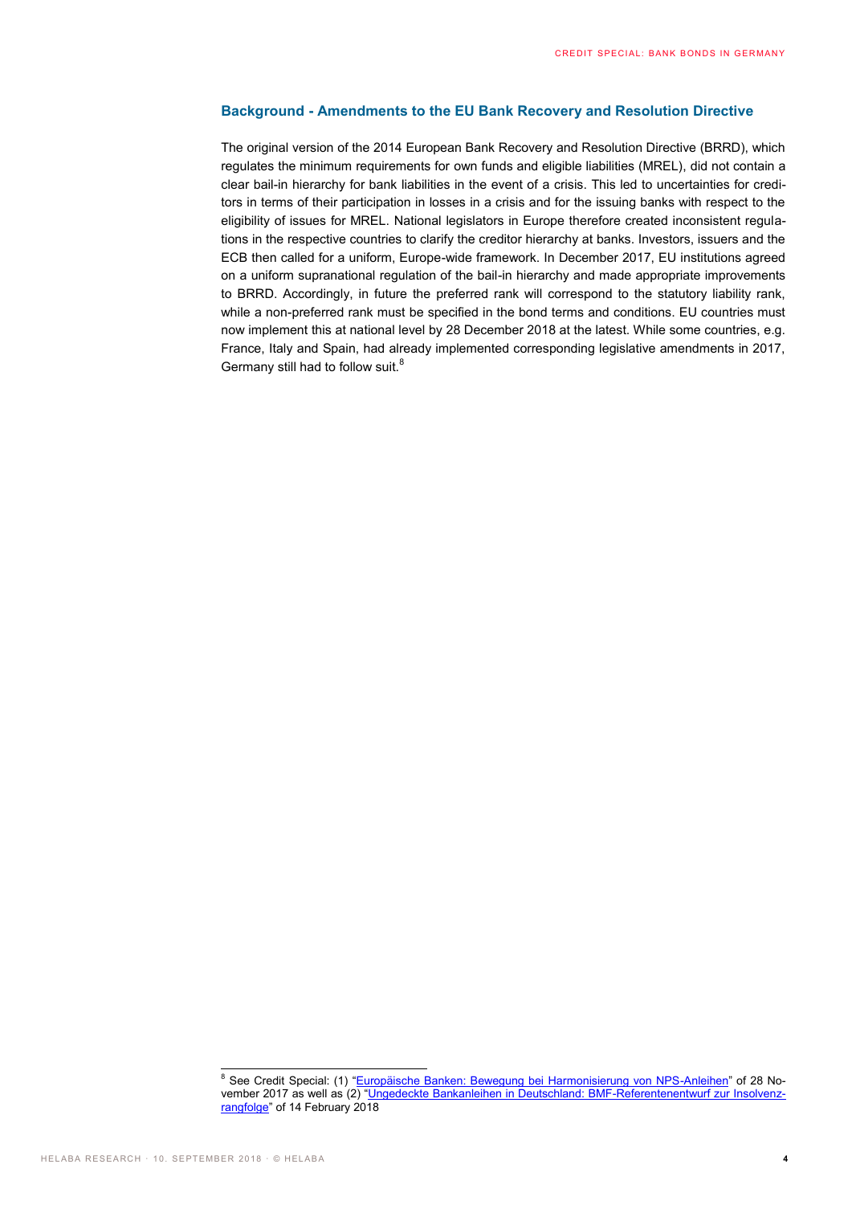## Background - Amendments to the EU Bank Recovery and Resolution Directive

The original version of the 2014 European Bank Recovery and Resolution Directive (BRRD), which regulates the minimum requirements for own funds and eligible liabilities (MREL), did not contain a clear bail-in hierarchy for bank liabilities in the event of a crisis. This led to uncertainties for creditors in terms of their participation in losses in a crisis and for the issuing banks with respect to the eligibility of issues for MREL. National legislators in Europe therefore created inconsistent regulations in the respective countries to clarify the creditor hierarchy at banks. Investors, issuers and the ECB then called for a uniform, Europe-wide framework. In December 2017, EU institutions agreed on a uniform supranational regulation of the bail-in hierarchy and made appropriate improvements to BRRD. Accordingly, in future the preferred rank will correspond to the statutory liability rank, while a non-preferred rank must be specified in the bond terms and conditions. EU countries must now implement this at national level by 28 December 2018 at the latest. While some countries, e.g. France, Italy and Spain, had already implemented corresponding legislative amendments in 2017, Germany still had to follow suit.[8]

---

[8] See Credit Special: (1) "Europäische Banken: Bewegung bei Harmonisierung von NPS-Anleihen" of 28 November 2017 as well as (2) "Ungedeckte Bankanleihen in Deutschland: BMF-Referentenentwurf zur Insolvenzrangfolge" of 14 February 2018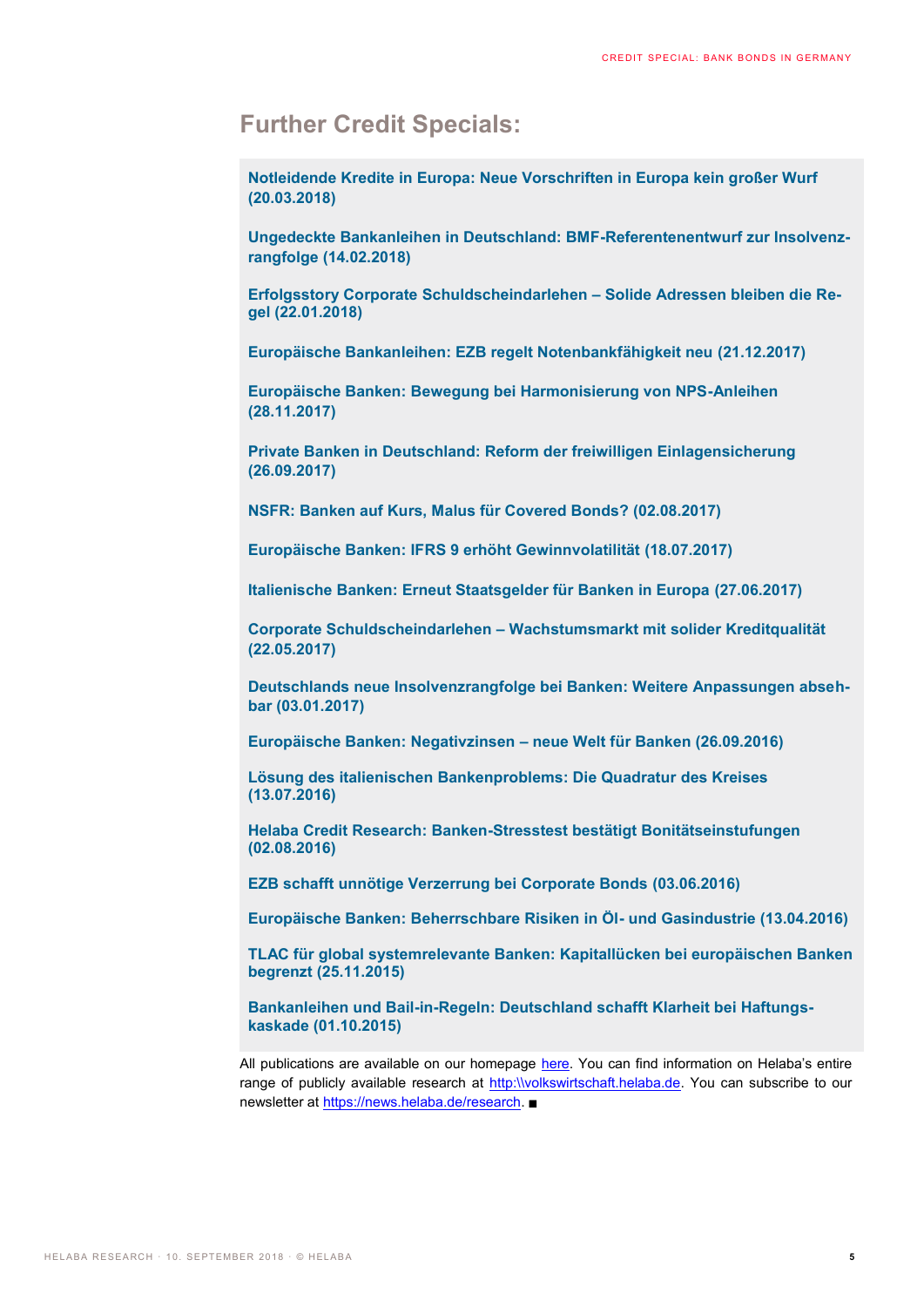## Further Credit Specials:

**Notleidende Kredite in Europa: Neue Vorschriften in Europa kein großer Wurf (20.03.2018)**

**Ungedeckte Bankanleihen in Deutschland: BMF-Referentenentwurf zur Insolvenzrangfolge (14.02.2018)**

**Erfolgsstory Corporate Schuldscheindarlehen – Solide Adressen bleiben die Regel (22.01.2018)**

**Europäische Bankanleihen: EZB regelt Notenbankfähigkeit neu (21.12.2017)**

**Europäische Banken: Bewegung bei Harmonisierung von NPS-Anleihen (28.11.2017)**

**Private Banken in Deutschland: Reform der freiwilligen Einlagensicherung (26.09.2017)**

**NSFR: Banken auf Kurs, Malus für Covered Bonds? (02.08.2017)**

**Europäische Banken: IFRS 9 erhöht Gewinnvolatilität (18.07.2017)**

**Italienische Banken: Erneut Staatsgelder für Banken in Europa (27.06.2017)**

**Corporate Schuldscheindarlehen – Wachstumsmarkt mit solider Kreditqualität (22.05.2017)**

**Deutschlands neue Insolvenzrangfolge bei Banken: Weitere Anpassungen absehbar (03.01.2017)**

**Europäische Banken: Negativzinsen – neue Welt für Banken (26.09.2016)**

**Lösung des italienischen Bankenproblems: Die Quadratur des Kreises (13.07.2016)**

**Helaba Credit Research: Banken-Stresstest bestätigt Bonitätseinstufungen (02.08.2016)**

**EZB schafft unnötige Verzerrung bei Corporate Bonds (03.06.2016)**

**Europäische Banken: Beherrschbare Risiken in Öl- und Gasindustrie (13.04.2016)**

**TLAC für global systemrelevante Banken: Kapitallücken bei europäischen Banken begrenzt (25.11.2015)**

**Bankanleihen und Bail-in-Regeln: Deutschland schafft Klarheit bei Haftungskaskade (01.10.2015)**

All publications are available on our homepage here. You can find information on Helaba's entire range of publicly available research at http:\\volkswirtschaft.helaba.de. You can subscribe to our newsletter at https://news.helaba.de/research. ■